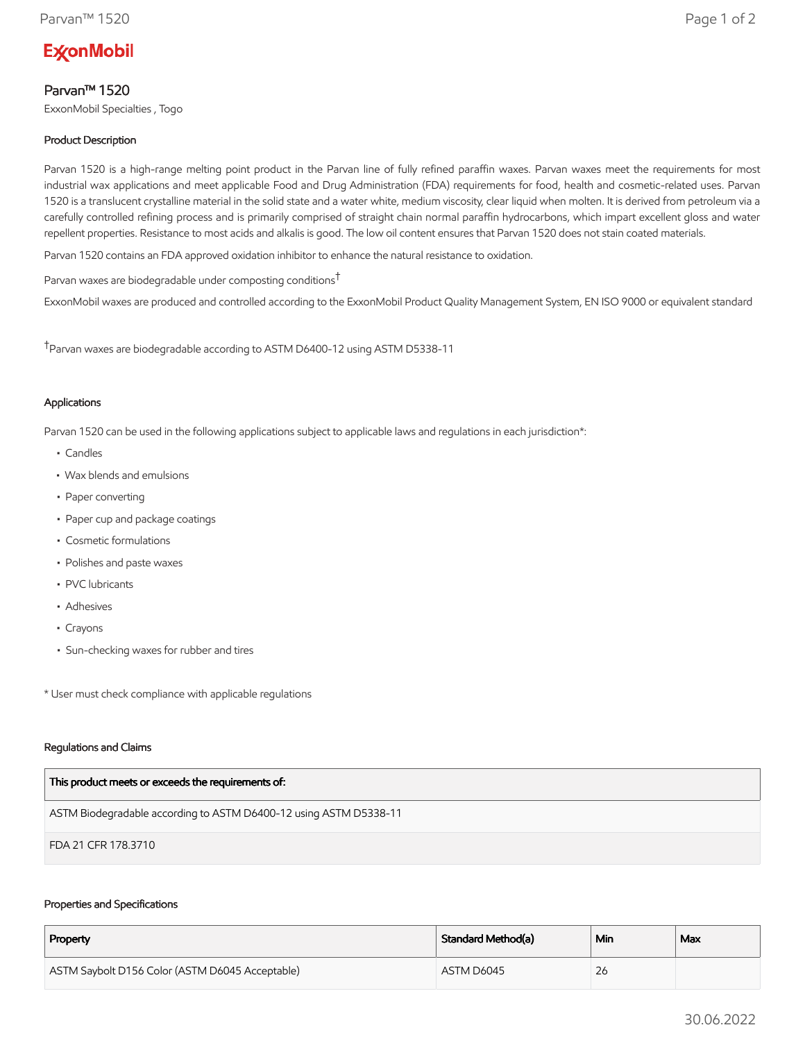ExxonMobil

# Parvan™ 1520

ExxonMobil Specialties , Togo

### Product Description

Parvan 1520 is a high-range melting point product in the Parvan line of fully refined paraffin waxes. Parvan waxes meet the requirements for most industrial wax applications and meet applicable Food and Drug Administration (FDA) requirements for food, health and cosmetic-related uses. Parvan 1520 is a translucent crystalline material in the solid state and a water white, medium viscosity, clear liquid when molten. It is derived from petroleum via a carefully controlled refining process and is primarily comprised of straight chain normal paraffin hydrocarbons, which impart excellent gloss and water repellent properties. Resistance to most acids and alkalis is good. The low oil content ensures that Parvan 1520 does not stain coated materials.

Parvan 1520 contains an FDA approved oxidation inhibitor to enhance the natural resistance to oxidation.

Parvan waxes are biodegradable under composting conditions[†]

ExxonMobil waxes are produced and controlled according to the ExxonMobil Product Quality Management System, EN ISO 9000 or equivalent standard

[†]Parvan waxes are biodegradable according to ASTM D6400-12 using ASTM D5338-11

### Applications

Parvan 1520 can be used in the following applications subject to applicable laws and regulations in each jurisdiction*:

- Candles
- Wax blends and emulsions
- Paper converting
- Paper cup and package coatings
- Cosmetic formulations
- Polishes and paste waxes
- PVC lubricants
- Adhesives
- Crayons
- Sun-checking waxes for rubber and tires

* User must check compliance with applicable regulations

### Regulations and Claims

| This product meets or exceeds the requirements of: |
|---|
| ASTM Biodegradable according to ASTM D6400-12 using ASTM D5338-11 |
| FDA 21 CFR 178.3710 |

### Properties and Specifications

| Property | Standard Method(a) | Min | Max |
|---|---|---|---|
| ASTM Saybolt D156 Color (ASTM D6045 Acceptable) | ASTM D6045 | 26 | |

30.06.2022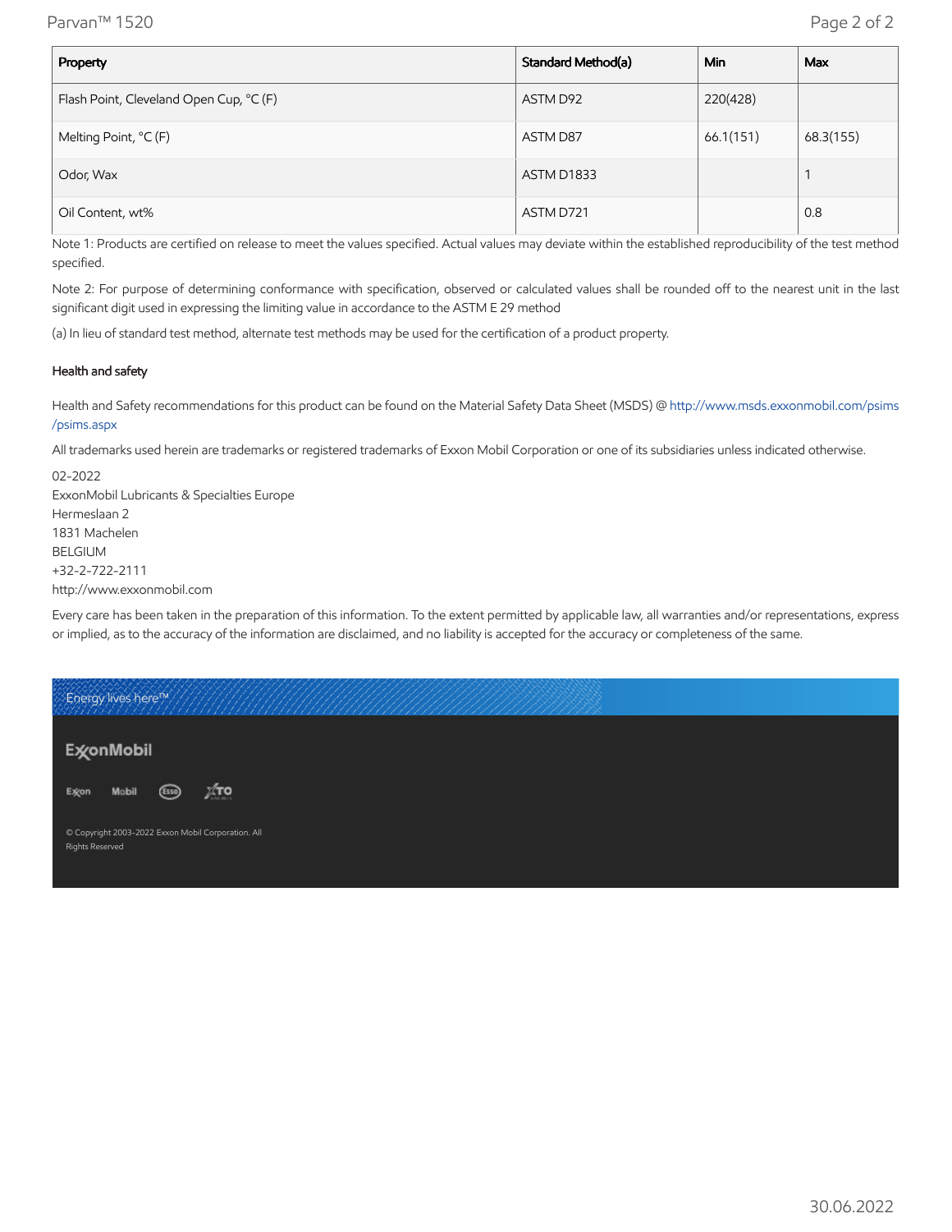| Property | Standard Method(a) | Min | Max |
| --- | --- | --- | --- |
| Flash Point, Cleveland Open Cup, °C (F) | ASTM D92 | 220(428) | |
| Melting Point, °C (F) | ASTM D87 | 66.1(151) | 68.3(155) |
| Odor, Wax | ASTM D1833 | | 1 |
| Oil Content, wt% | ASTM D721 | | 0.8 |

Note 1: Products are certified on release to meet the values specified. Actual values may deviate within the established reproducibility of the test method specified.

Note 2: For purpose of determining conformance with specification, observed or calculated values shall be rounded off to the nearest unit in the last significant digit used in expressing the limiting value in accordance to the ASTM E 29 method

(a) In lieu of standard test method, alternate test methods may be used for the certification of a product property.

### Health and safety

Health and Safety recommendations for this product can be found on the Material Safety Data Sheet (MSDS) @ http://www.msds.exxonmobil.com/psims/psims.aspx

All trademarks used herein are trademarks or registered trademarks of Exxon Mobil Corporation or one of its subsidiaries unless indicated otherwise.

02-2022
ExxonMobil Lubricants & Specialties Europe
Hermeslaan 2
1831 Machelen
BELGIUM
+32-2-722-2111
http://www.exxonmobil.com

Every care has been taken in the preparation of this information. To the extent permitted by applicable law, all warranties and/or representations, express or implied, as to the accuracy of the information are disclaimed, and no liability is accepted for the accuracy or completeness of the same.

Energy lives here™

ExxonMobil

Exxon Mobil Esso XTO

© Copyright 2003-2022 Exxon Mobil Corporation. All Rights Reserved